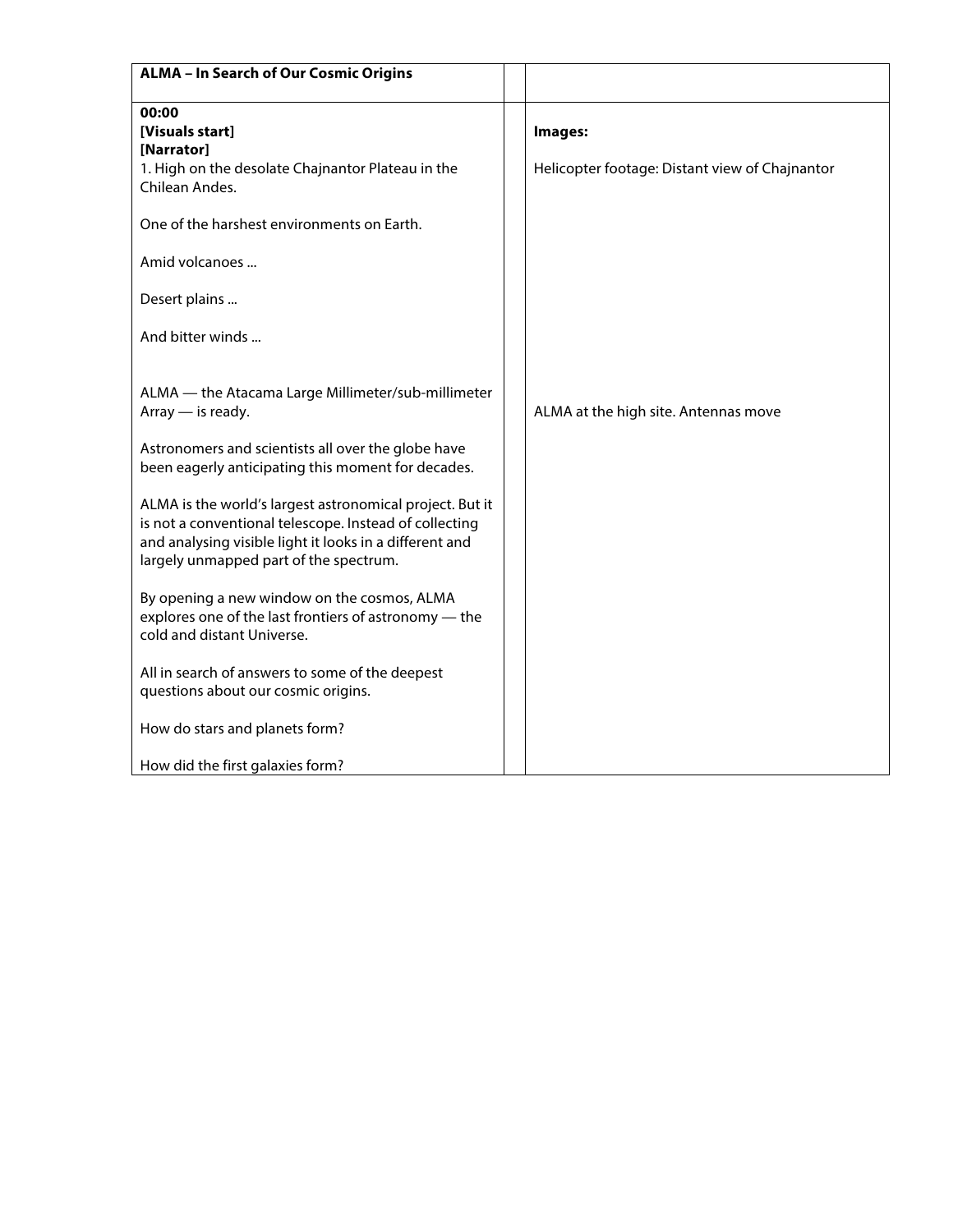| **ALMA – In Search of Our Cosmic Origins** | | |
|---|---|---|
| **00:00**<br>**[Visuals start]**<br>**[Narrator]**<br>1. High on the desolate Chajnantor Plateau in the Chilean Andes.<br><br>One of the harshest environments on Earth.<br><br>Amid volcanoes ...<br><br>Desert plains ...<br><br>And bitter winds ...<br><br><br>ALMA — the Atacama Large Millimeter/sub-millimeter Array — is ready.<br><br>Astronomers and scientists all over the globe have been eagerly anticipating this moment for decades.<br><br>ALMA is the world's largest astronomical project. But it is not a conventional telescope. Instead of collecting and analysing visible light it looks in a different and largely unmapped part of the spectrum.<br><br>By opening a new window on the cosmos, ALMA explores one of the last frontiers of astronomy — the cold and distant Universe.<br><br>All in search of answers to some of the deepest questions about our cosmic origins.<br><br>How do stars and planets form?<br><br>How did the first galaxies form? | | **Images:**<br><br>Helicopter footage: Distant view of Chajnantor<br><br><br><br><br><br><br><br><br><br><br><br>ALMA at the high site. Antennas move |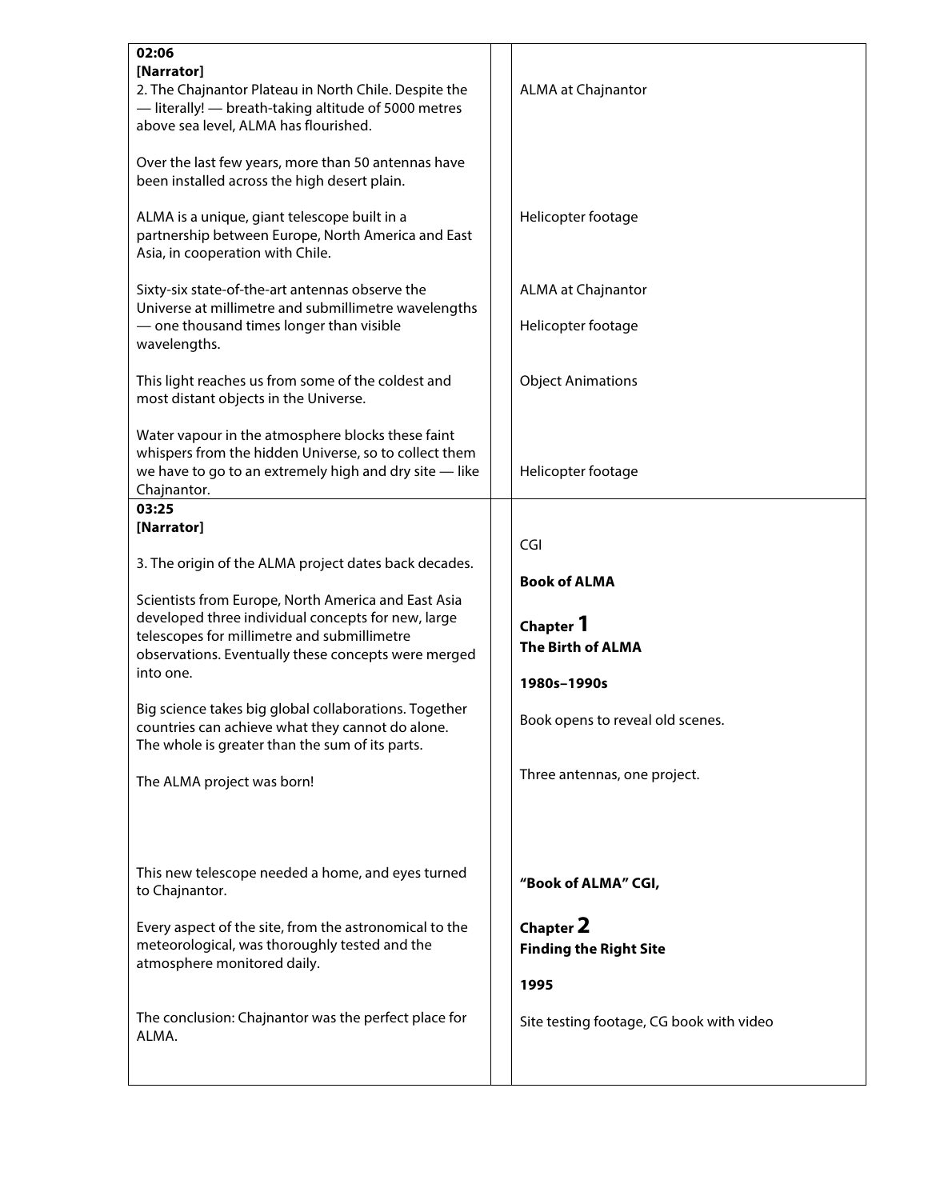| Narration | | Visuals |
|---|---|---|
| **02:06**<br>**[Narrator]**<br>2. The Chajnantor Plateau in North Chile. Despite the — literally! — breath-taking altitude of 5000 metres above sea level, ALMA has flourished.<br><br>Over the last few years, more than 50 antennas have been installed across the high desert plain.<br><br>ALMA is a unique, giant telescope built in a partnership between Europe, North America and East Asia, in cooperation with Chile.<br><br>Sixty-six state-of-the-art antennas observe the Universe at millimetre and submillimetre wavelengths — one thousand times longer than visible wavelengths.<br><br>This light reaches us from some of the coldest and most distant objects in the Universe.<br><br>Water vapour in the atmosphere blocks these faint whispers from the hidden Universe, so to collect them we have to go to an extremely high and dry site — like Chajnantor. | | ALMA at Chajnantor<br><br>Helicopter footage<br><br>ALMA at Chajnantor<br><br>Helicopter footage<br><br>Object Animations<br><br>Helicopter footage |
| **03:25**<br>**[Narrator]**<br><br>3. The origin of the ALMA project dates back decades.<br><br>Scientists from Europe, North America and East Asia developed three individual concepts for new, large telescopes for millimetre and submillimetre observations. Eventually these concepts were merged into one.<br><br>Big science takes big global collaborations. Together countries can achieve what they cannot do alone. The whole is greater than the sum of its parts.<br><br>The ALMA project was born!<br><br>This new telescope needed a home, and eyes turned to Chajnantor.<br><br>Every aspect of the site, from the astronomical to the meteorological, was thoroughly tested and the atmosphere monitored daily.<br><br>The conclusion: Chajnantor was the perfect place for ALMA. | | CGI<br><br>**Book of ALMA**<br><br>**Chapter 1**<br>**The Birth of ALMA**<br><br>**1980s–1990s**<br><br>Book opens to reveal old scenes.<br><br>Three antennas, one project.<br><br>**"Book of ALMA" CGI,**<br><br>**Chapter 2**<br>**Finding the Right Site**<br><br>**1995**<br><br>Site testing footage, CG book with video |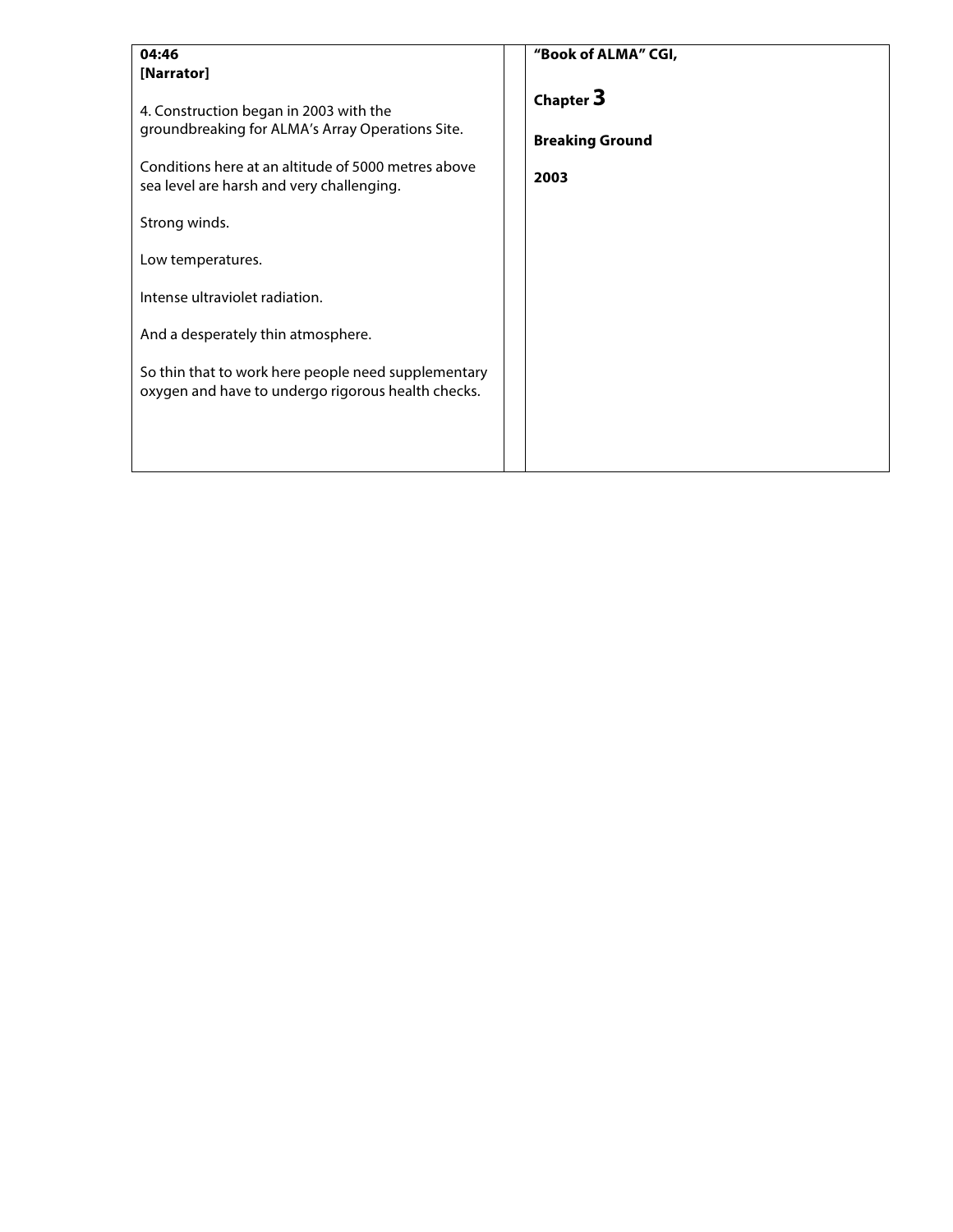| 04:46<br>**[Narrator]**<br><br>4. Construction began in 2003 with the groundbreaking for ALMA's Array Operations Site.<br><br>Conditions here at an altitude of 5000 metres above sea level are harsh and very challenging.<br><br>Strong winds.<br><br>Low temperatures.<br><br>Intense ultraviolet radiation.<br><br>And a desperately thin atmosphere.<br><br>So thin that to work here people need supplementary oxygen and have to undergo rigorous health checks. | | **"Book of ALMA" CGI,**<br><br>**Chapter 3**<br><br>**Breaking Ground**<br><br>**2003** |
|---|---|---|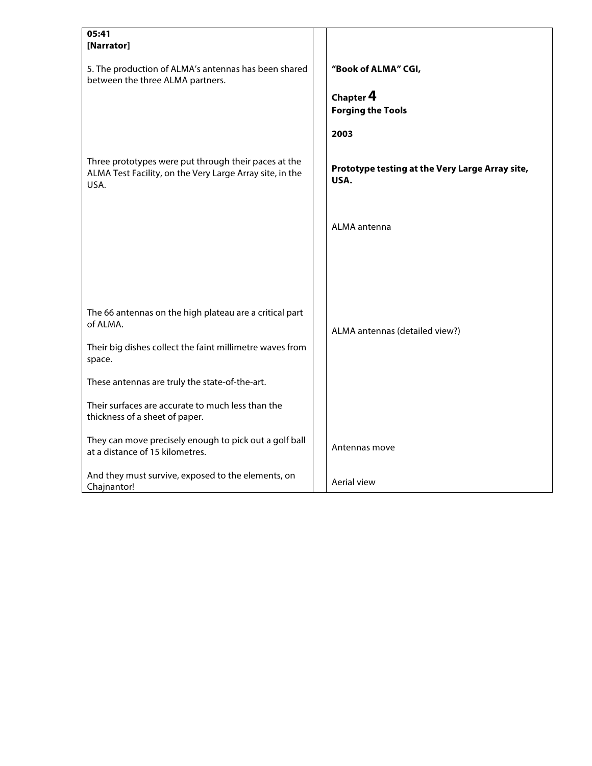| **05:41** **[Narrator]** | | |
|---|---|---|
| 5. The production of ALMA's antennas has been shared between the three ALMA partners. | | **"Book of ALMA" CGI,** **Chapter 4** **Forging the Tools** **2003** |
| Three prototypes were put through their paces at the ALMA Test Facility, on the Very Large Array site, in the USA. | | **Prototype testing at the Very Large Array site, USA.** |
| | | ALMA antenna |
| The 66 antennas on the high plateau are a critical part of ALMA. Their big dishes collect the faint millimetre waves from space. These antennas are truly the state-of-the-art. Their surfaces are accurate to much less than the thickness of a sheet of paper. | | ALMA antennas (detailed view?) |
| They can move precisely enough to pick out a golf ball at a distance of 15 kilometres. | | Antennas move |
| And they must survive, exposed to the elements, on Chajnantor! | | Aerial view |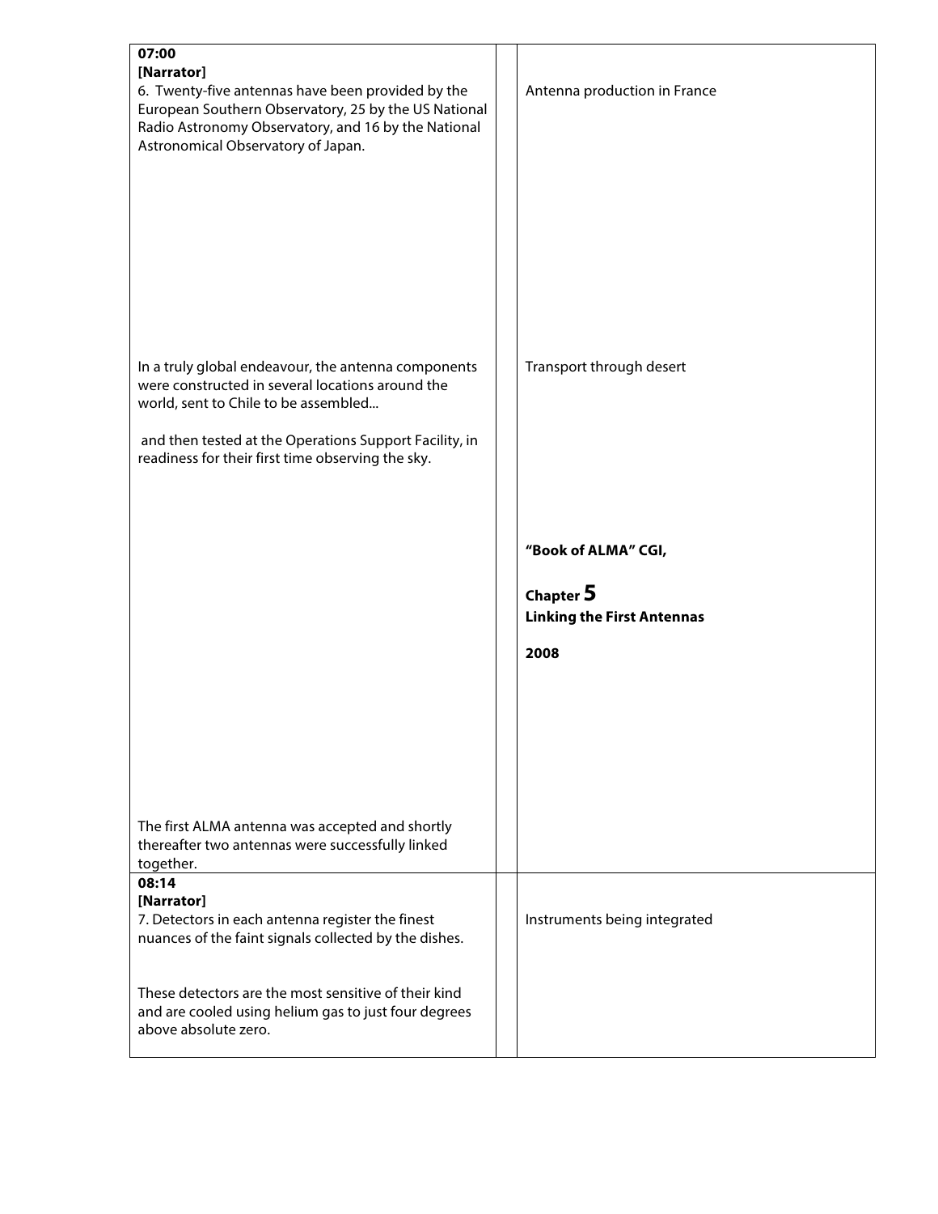| | | |
|---|---|---|
| **07:00**<br>**[Narrator]**<br>6. Twenty-five antennas have been provided by the European Southern Observatory, 25 by the US National Radio Astronomy Observatory, and 16 by the National Astronomical Observatory of Japan.<br><br>In a truly global endeavour, the antenna components were constructed in several locations around the world, sent to Chile to be assembled...<br><br>and then tested at the Operations Support Facility, in readiness for their first time observing the sky.<br><br>The first ALMA antenna was accepted and shortly thereafter two antennas were successfully linked together. | | Antenna production in France<br><br>Transport through desert<br><br>**"Book of ALMA" CGI,**<br><br>**Chapter 5**<br>**Linking the First Antennas**<br><br>**2008** |
| **08:14**<br>**[Narrator]**<br>7. Detectors in each antenna register the finest nuances of the faint signals collected by the dishes.<br><br>These detectors are the most sensitive of their kind and are cooled using helium gas to just four degrees above absolute zero. | | Instruments being integrated |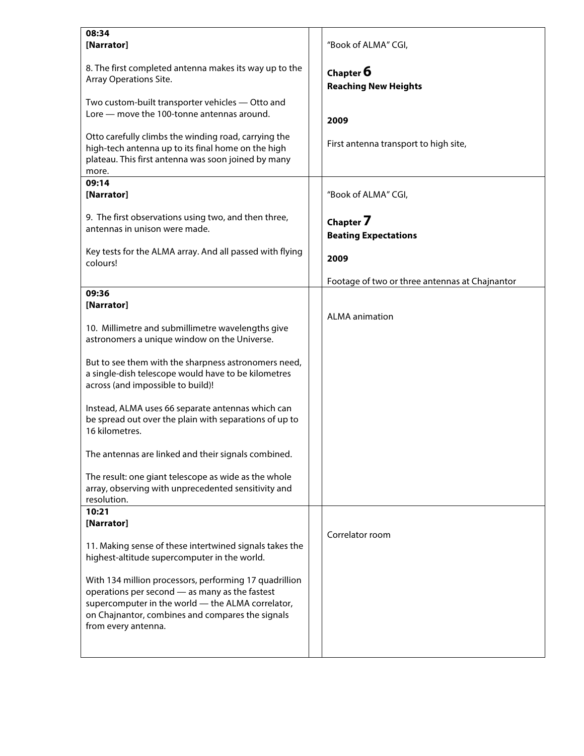| | | |
|---|---|---|
| **08:34**<br>**[Narrator]**<br><br>8. The first completed antenna makes its way up to the Array Operations Site.<br><br>Two custom-built transporter vehicles — Otto and Lore — move the 100-tonne antennas around.<br><br>Otto carefully climbs the winding road, carrying the high-tech antenna up to its final home on the high plateau. This first antenna was soon joined by many more. | | "Book of ALMA" CGI,<br><br>**Chapter 6**<br>**Reaching New Heights**<br><br>**2009**<br><br>First antenna transport to high site, |
| **09:14**<br>**[Narrator]**<br><br>9. The first observations using two, and then three, antennas in unison were made.<br><br>Key tests for the ALMA array. And all passed with flying colours! | | "Book of ALMA" CGI,<br><br>**Chapter 7**<br>**Beating Expectations**<br><br>**2009**<br><br>Footage of two or three antennas at Chajnantor |
| **09:36**<br>**[Narrator]**<br><br>10. Millimetre and submillimetre wavelengths give astronomers a unique window on the Universe.<br><br>But to see them with the sharpness astronomers need, a single-dish telescope would have to be kilometres across (and impossible to build)!<br><br>Instead, ALMA uses 66 separate antennas which can be spread out over the plain with separations of up to 16 kilometres.<br><br>The antennas are linked and their signals combined.<br><br>The result: one giant telescope as wide as the whole array, observing with unprecedented sensitivity and resolution. | | ALMA animation |
| **10:21**<br>**[Narrator]**<br><br>11. Making sense of these intertwined signals takes the highest-altitude supercomputer in the world.<br><br>With 134 million processors, performing 17 quadrillion operations per second — as many as the fastest supercomputer in the world — the ALMA correlator, on Chajnantor, combines and compares the signals from every antenna. | | Correlator room |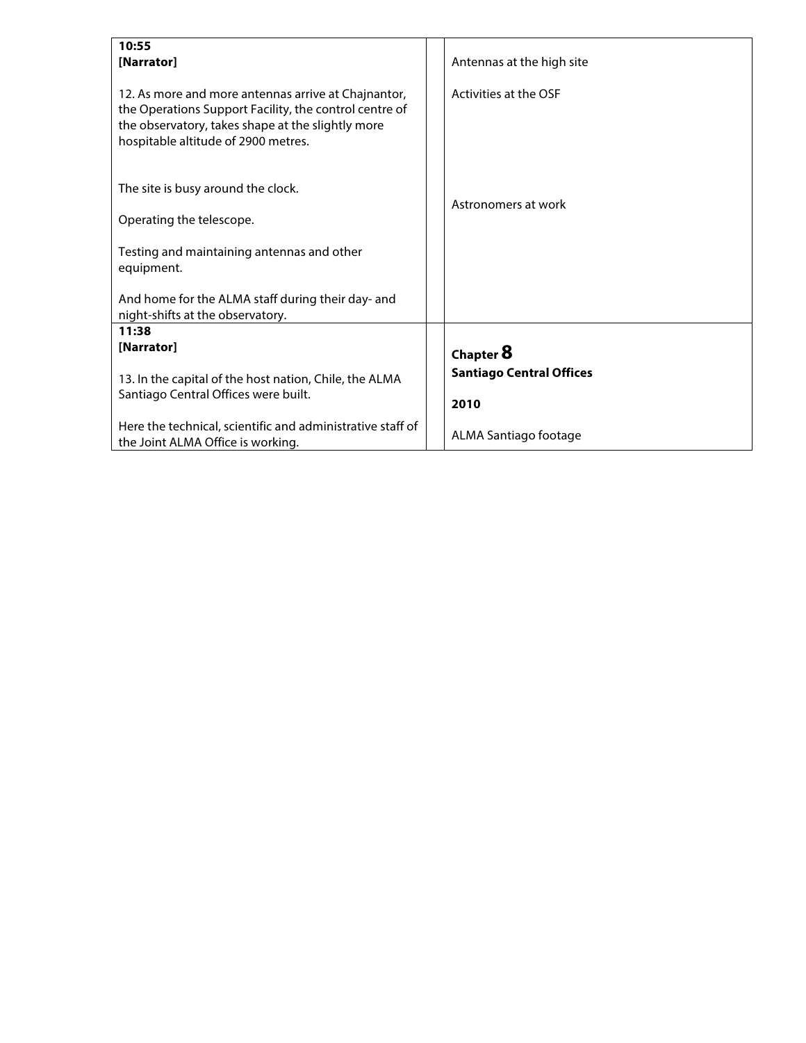| | | |
|---|---|---|
| **10:55**<br>**[Narrator]**<br><br>12. As more and more antennas arrive at Chajnantor, the Operations Support Facility, the control centre of the observatory, takes shape at the slightly more hospitable altitude of 2900 metres.<br><br>The site is busy around the clock.<br><br>Operating the telescope.<br><br>Testing and maintaining antennas and other equipment.<br><br>And home for the ALMA staff during their day- and night-shifts at the observatory. | | Antennas at the high site<br><br>Activities at the OSF<br><br>Astronomers at work |
| **11:38**<br>**[Narrator]**<br><br>13. In the capital of the host nation, Chile, the ALMA Santiago Central Offices were built.<br><br>Here the technical, scientific and administrative staff of the Joint ALMA Office is working. | | **Chapter 8**<br>**Santiago Central Offices**<br><br>**2010**<br><br>ALMA Santiago footage |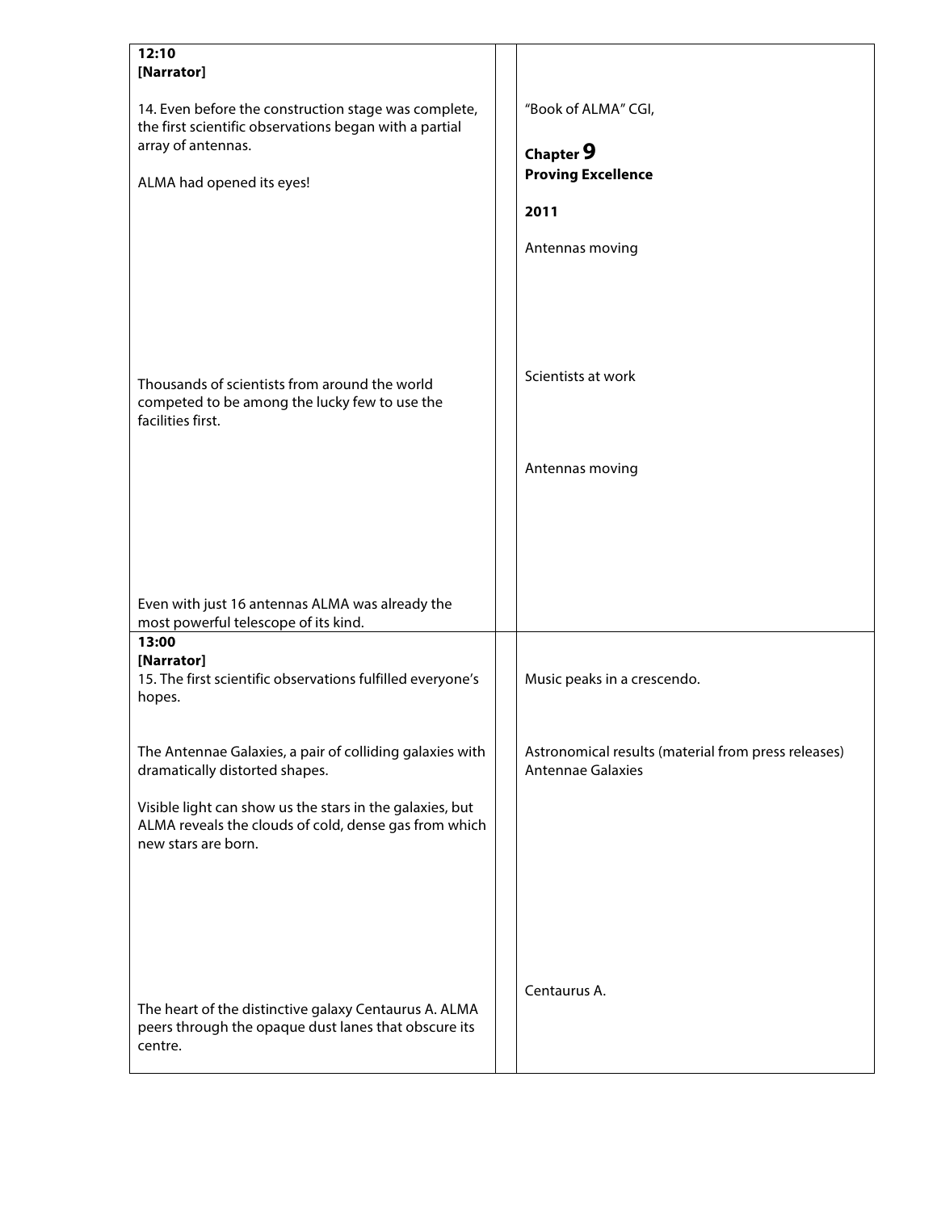| | | |
|---|---|---|
| **12:10**<br>**[Narrator]**<br><br>14. Even before the construction stage was complete, the first scientific observations began with a partial array of antennas.<br><br>ALMA had opened its eyes!<br><br>Thousands of scientists from around the world competed to be among the lucky few to use the facilities first.<br><br>Even with just 16 antennas ALMA was already the most powerful telescope of its kind. | | "Book of ALMA" CGI,<br><br>**Chapter 9**<br>**Proving Excellence**<br><br>**2011**<br><br>Antennas moving<br><br>Scientists at work<br><br>Antennas moving |
| **13:00**<br>**[Narrator]**<br>15. The first scientific observations fulfilled everyone's hopes.<br><br>The Antennae Galaxies, a pair of colliding galaxies with dramatically distorted shapes.<br><br>Visible light can show us the stars in the galaxies, but ALMA reveals the clouds of cold, dense gas from which new stars are born.<br><br>The heart of the distinctive galaxy Centaurus A. ALMA peers through the opaque dust lanes that obscure its centre. | | Music peaks in a crescendo.<br><br>Astronomical results (material from press releases) Antennae Galaxies<br><br>Centaurus A. |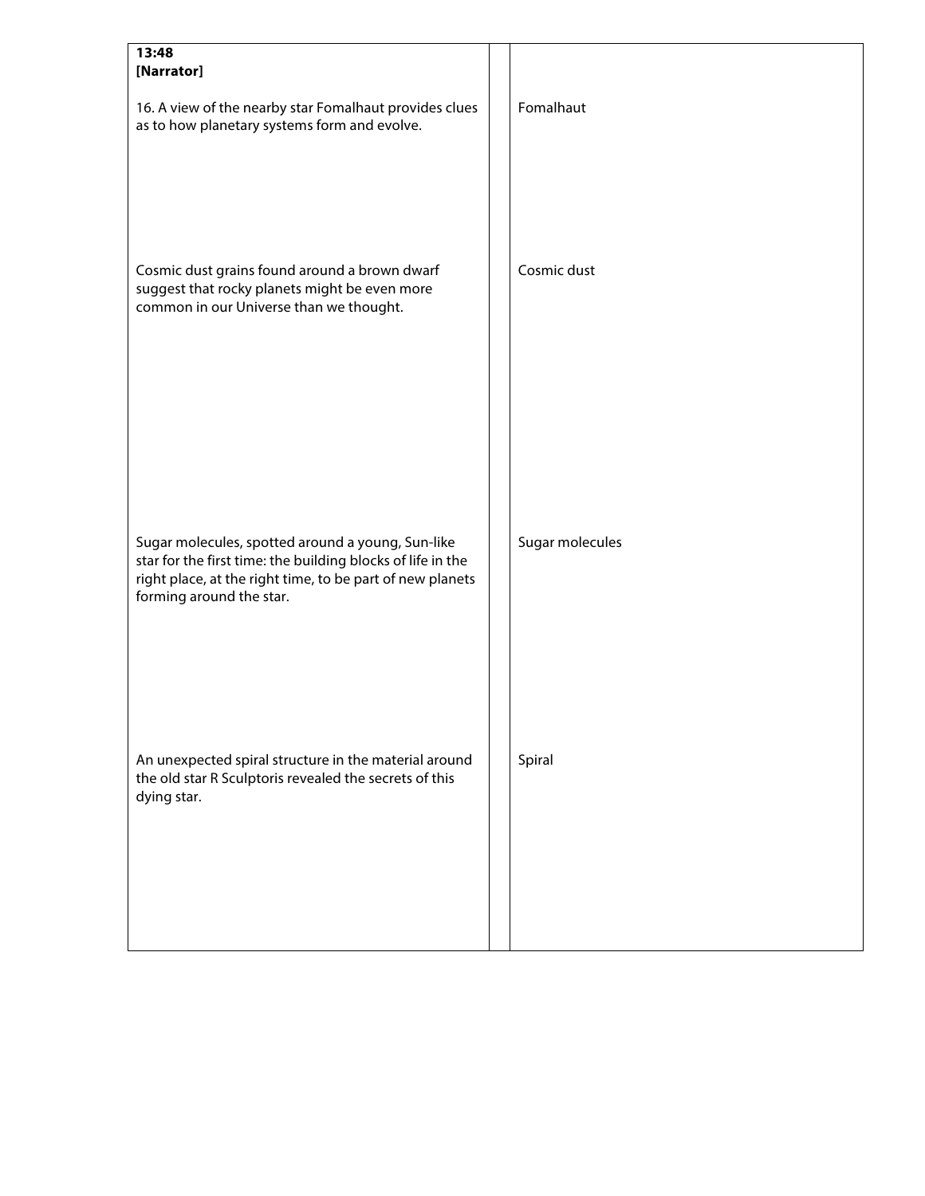| 13:48<br>**[Narrator]** | | |
|---|---|---|
| 16. A view of the nearby star Fomalhaut provides clues as to how planetary systems form and evolve. | | Fomalhaut |
| Cosmic dust grains found around a brown dwarf suggest that rocky planets might be even more common in our Universe than we thought. | | Cosmic dust |
| Sugar molecules, spotted around a young, Sun-like star for the first time: the building blocks of life in the right place, at the right time, to be part of new planets forming around the star. | | Sugar molecules |
| An unexpected spiral structure in the material around the old star R Sculptoris revealed the secrets of this dying star. | | Spiral |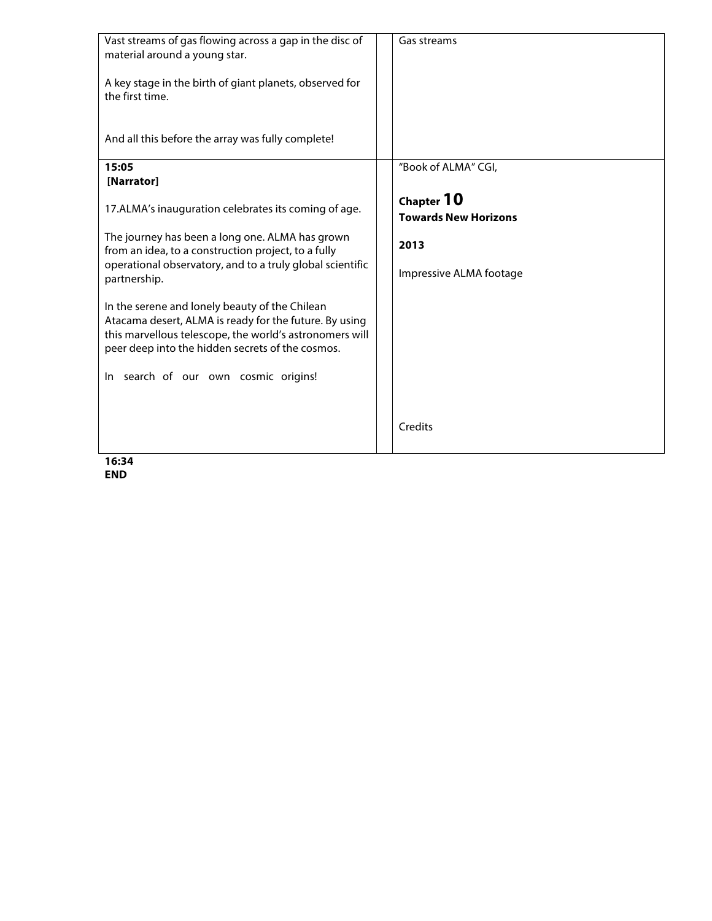| | |
|---|---|
| Vast streams of gas flowing across a gap in the disc of material around a young star.<br><br>A key stage in the birth of giant planets, observed for the first time.<br><br>And all this before the array was fully complete! | Gas streams |
| **15:05**<br>**[Narrator]**<br><br>17.ALMA's inauguration celebrates its coming of age.<br><br>The journey has been a long one. ALMA has grown from an idea, to a construction project, to a fully operational observatory, and to a truly global scientific partnership.<br><br>In the serene and lonely beauty of the Chilean Atacama desert, ALMA is ready for the future. By using this marvellous telescope, the world's astronomers will peer deep into the hidden secrets of the cosmos.<br><br>In search of our own cosmic origins! | "Book of ALMA" CGI,<br><br>**Chapter 10**<br>**Towards New Horizons**<br><br>**2013**<br><br>Impressive ALMA footage<br><br>Credits |

**16:34**
**END**